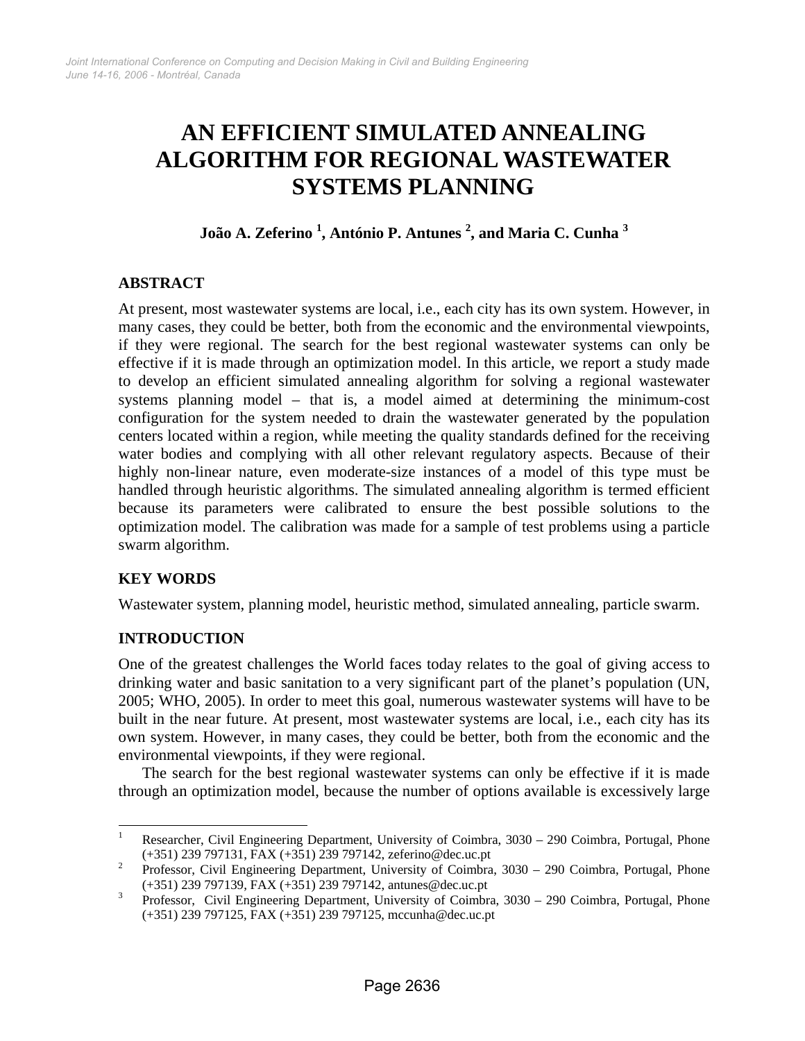# AN EFFICIENT SIMULATED ANNEALING ALGORITHM FOR REGIONAL WASTEWATER SYSTEMS PLANNING

**João A. Zeferino [1], António P. Antunes [2], and Maria C. Cunha [3]**

## ABSTRACT

At present, most wastewater systems are local, i.e., each city has its own system. However, in many cases, they could be better, both from the economic and the environmental viewpoints, if they were regional. The search for the best regional wastewater systems can only be effective if it is made through an optimization model. In this article, we report a study made to develop an efficient simulated annealing algorithm for solving a regional wastewater systems planning model – that is, a model aimed at determining the minimum-cost configuration for the system needed to drain the wastewater generated by the population centers located within a region, while meeting the quality standards defined for the receiving water bodies and complying with all other relevant regulatory aspects. Because of their highly non-linear nature, even moderate-size instances of a model of this type must be handled through heuristic algorithms. The simulated annealing algorithm is termed efficient because its parameters were calibrated to ensure the best possible solutions to the optimization model. The calibration was made for a sample of test problems using a particle swarm algorithm.

## KEY WORDS

Wastewater system, planning model, heuristic method, simulated annealing, particle swarm.

## INTRODUCTION

One of the greatest challenges the World faces today relates to the goal of giving access to drinking water and basic sanitation to a very significant part of the planet's population (UN, 2005; WHO, 2005). In order to meet this goal, numerous wastewater systems will have to be built in the near future. At present, most wastewater systems are local, i.e., each city has its own system. However, in many cases, they could be better, both from the economic and the environmental viewpoints, if they were regional.

The search for the best regional wastewater systems can only be effective if it is made through an optimization model, because the number of options available is excessively large

---

[1] Researcher, Civil Engineering Department, University of Coimbra, 3030 – 290 Coimbra, Portugal, Phone (+351) 239 797131, FAX (+351) 239 797142, zeferino@dec.uc.pt

[2] Professor, Civil Engineering Department, University of Coimbra, 3030 – 290 Coimbra, Portugal, Phone (+351) 239 797139, FAX (+351) 239 797142, antunes@dec.uc.pt

[3] Professor, Civil Engineering Department, University of Coimbra, 3030 – 290 Coimbra, Portugal, Phone (+351) 239 797125, FAX (+351) 239 797125, mccunha@dec.uc.pt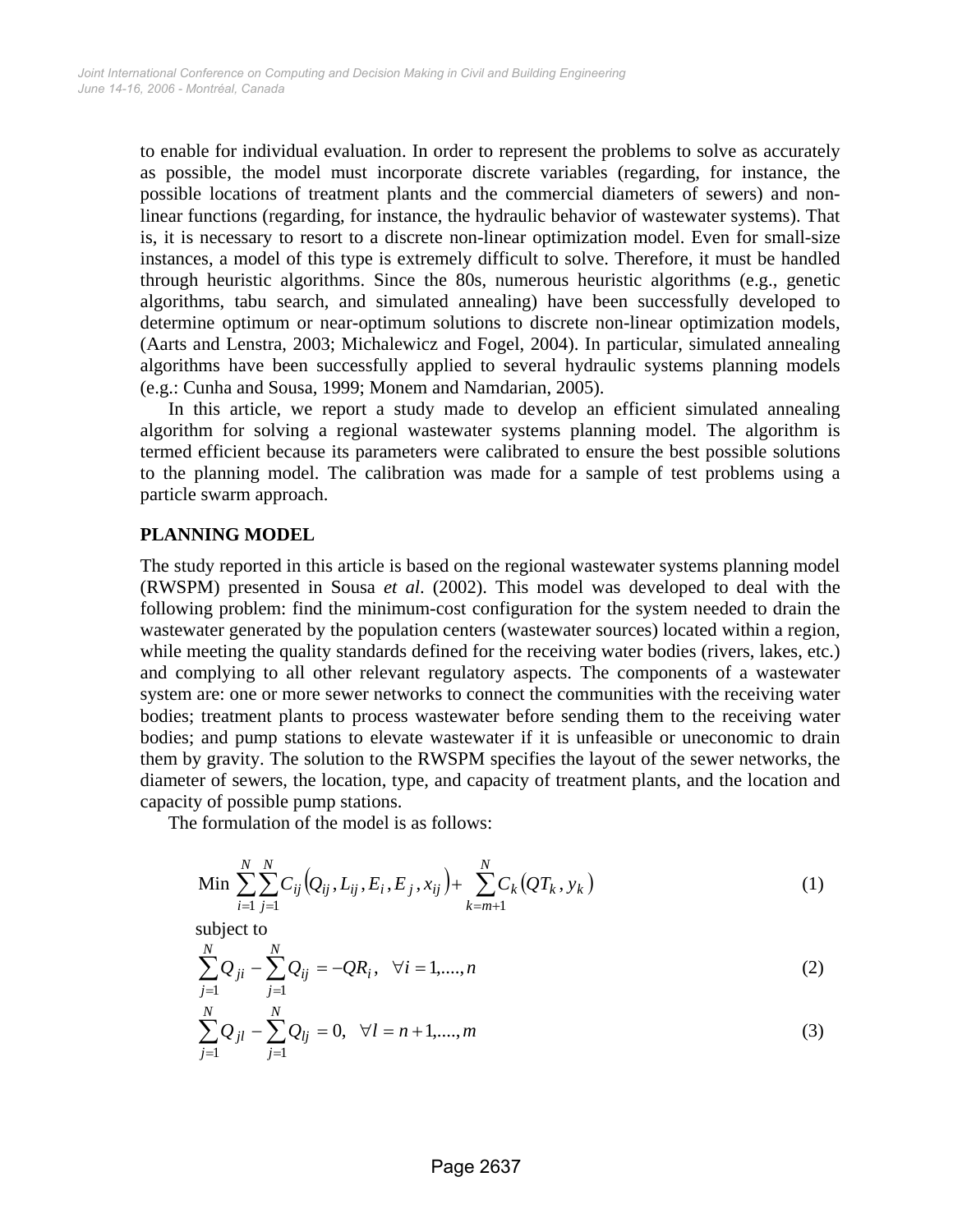to enable for individual evaluation. In order to represent the problems to solve as accurately as possible, the model must incorporate discrete variables (regarding, for instance, the possible locations of treatment plants and the commercial diameters of sewers) and non-linear functions (regarding, for instance, the hydraulic behavior of wastewater systems). That is, it is necessary to resort to a discrete non-linear optimization model. Even for small-size instances, a model of this type is extremely difficult to solve. Therefore, it must be handled through heuristic algorithms. Since the 80s, numerous heuristic algorithms (e.g., genetic algorithms, tabu search, and simulated annealing) have been successfully developed to determine optimum or near-optimum solutions to discrete non-linear optimization models, (Aarts and Lenstra, 2003; Michalewicz and Fogel, 2004). In particular, simulated annealing algorithms have been successfully applied to several hydraulic systems planning models (e.g.: Cunha and Sousa, 1999; Monem and Namdarian, 2005).

In this article, we report a study made to develop an efficient simulated annealing algorithm for solving a regional wastewater systems planning model. The algorithm is termed efficient because its parameters were calibrated to ensure the best possible solutions to the planning model. The calibration was made for a sample of test problems using a particle swarm approach.

## PLANNING MODEL

The study reported in this article is based on the regional wastewater systems planning model (RWSPM) presented in Sousa *et al*. (2002). This model was developed to deal with the following problem: find the minimum-cost configuration for the system needed to drain the wastewater generated by the population centers (wastewater sources) located within a region, while meeting the quality standards defined for the receiving water bodies (rivers, lakes, etc.) and complying to all other relevant regulatory aspects. The components of a wastewater system are: one or more sewer networks to connect the communities with the receiving water bodies; treatment plants to process wastewater before sending them to the receiving water bodies; and pump stations to elevate wastewater if it is unfeasible or uneconomic to drain them by gravity. The solution to the RWSPM specifies the layout of the sewer networks, the diameter of sewers, the location, type, and capacity of treatment plants, and the location and capacity of possible pump stations.

The formulation of the model is as follows:

$$\text{Min } \sum_{i=1}^{N}\sum_{j=1}^{N} C_{ij}\left(Q_{ij}, L_{ij}, E_i, E_j, x_{ij}\right) + \sum_{k=m+1}^{N} C_k\left(QT_k, y_k\right) \tag{1}$$

subject to

$$\sum_{j=1}^{N} Q_{ji} - \sum_{j=1}^{N} Q_{ij} = -QR_i, \quad \forall i = 1,....,n \tag{2}$$

$$\sum_{j=1}^{N} Q_{jl} - \sum_{j=1}^{N} Q_{lj} = 0, \quad \forall l = n+1,....,m \tag{3}$$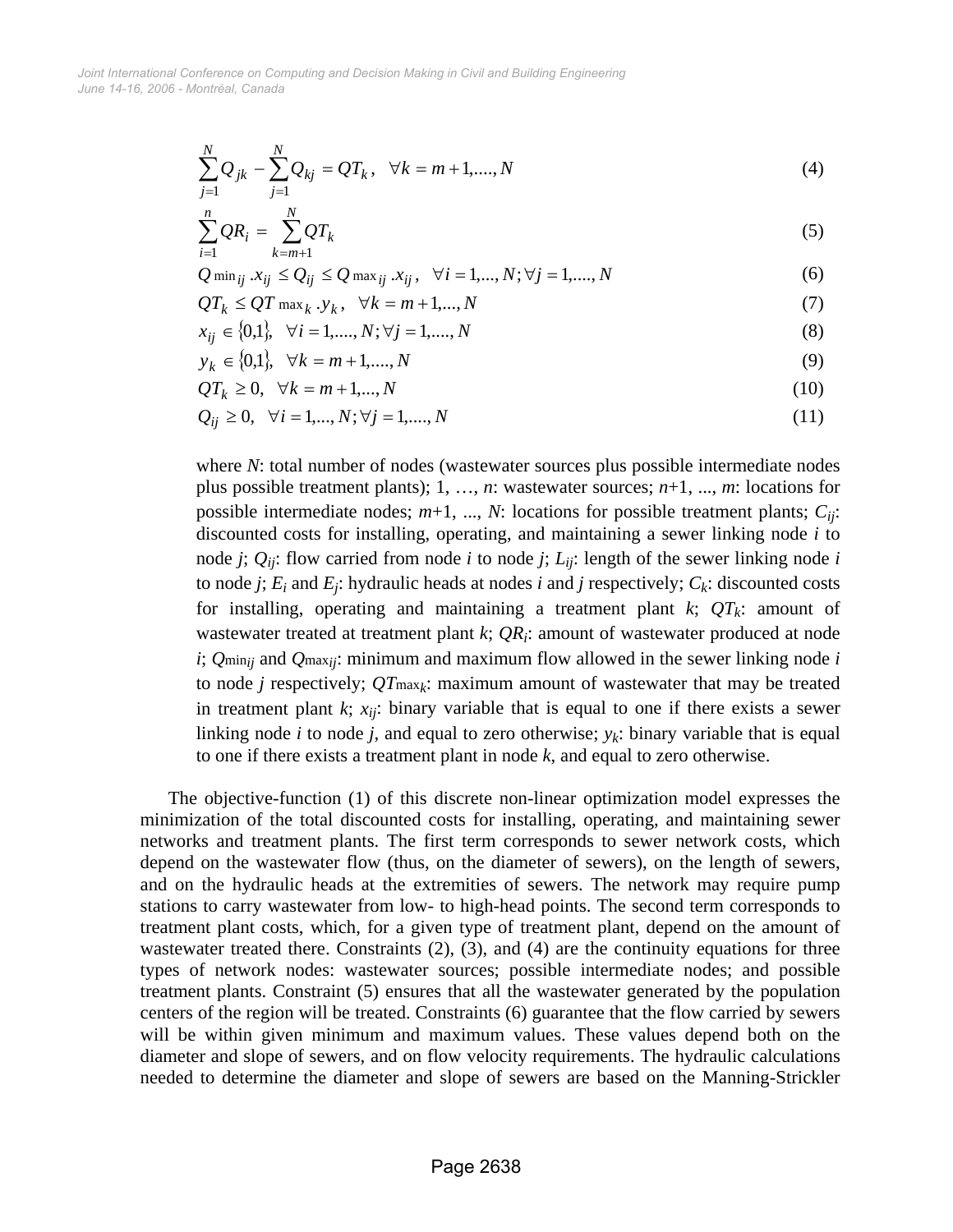$$\sum_{j=1}^{N} Q_{jk} - \sum_{j=1}^{N} Q_{kj} = QT_k, \quad \forall k = m+1, \ldots, N \tag{4}$$

$$\sum_{i=1}^{n} QR_i = \sum_{k=m+1}^{N} QT_k \tag{5}$$

$$Q\min_{ij} . x_{ij} \leq Q_{ij} \leq Q\max_{ij} . x_{ij}, \quad \forall i = 1, \ldots, N; \forall j = 1, \ldots, N \tag{6}$$

$$QT_k \leq QT\max_k . y_k, \quad \forall k = m+1, \ldots, N \tag{7}$$

$$x_{ij} \in \{0,1\}, \quad \forall i = 1, \ldots, N; \forall j = 1, \ldots, N \tag{8}$$

$$y_k \in \{0,1\}, \quad \forall k = m+1, \ldots, N \tag{9}$$

$$QT_k \geq 0, \quad \forall k = m+1, \ldots, N \tag{10}$$

$$Q_{ij} \geq 0, \quad \forall i = 1, \ldots, N; \forall j = 1, \ldots, N \tag{11}$$

where $N$: total number of nodes (wastewater sources plus possible intermediate nodes plus possible treatment plants); 1, …, $n$: wastewater sources; $n$+1, ..., $m$: locations for possible intermediate nodes; $m$+1, ..., $N$: locations for possible treatment plants; $C_{ij}$: discounted costs for installing, operating, and maintaining a sewer linking node $i$ to node $j$; $Q_{ij}$: flow carried from node $i$ to node $j$; $L_{ij}$: length of the sewer linking node $i$ to node $j$; $E_i$ and $E_j$: hydraulic heads at nodes $i$ and $j$ respectively; $C_k$: discounted costs for installing, operating and maintaining a treatment plant $k$; $QT_k$: amount of wastewater treated at treatment plant $k$; $QR_i$: amount of wastewater produced at node $i$; $Q\min_{ij}$ and $Q\max_{ij}$: minimum and maximum flow allowed in the sewer linking node $i$ to node $j$ respectively; $QT\max_k$: maximum amount of wastewater that may be treated in treatment plant $k$; $x_{ij}$: binary variable that is equal to one if there exists a sewer linking node $i$ to node $j$, and equal to zero otherwise; $y_k$: binary variable that is equal to one if there exists a treatment plant in node $k$, and equal to zero otherwise.

The objective-function (1) of this discrete non-linear optimization model expresses the minimization of the total discounted costs for installing, operating, and maintaining sewer networks and treatment plants. The first term corresponds to sewer network costs, which depend on the wastewater flow (thus, on the diameter of sewers), on the length of sewers, and on the hydraulic heads at the extremities of sewers. The network may require pump stations to carry wastewater from low- to high-head points. The second term corresponds to treatment plant costs, which, for a given type of treatment plant, depend on the amount of wastewater treated there. Constraints (2), (3), and (4) are the continuity equations for three types of network nodes: wastewater sources; possible intermediate nodes; and possible treatment plants. Constraint (5) ensures that all the wastewater generated by the population centers of the region will be treated. Constraints (6) guarantee that the flow carried by sewers will be within given minimum and maximum values. These values depend both on the diameter and slope of sewers, and on flow velocity requirements. The hydraulic calculations needed to determine the diameter and slope of sewers are based on the Manning-Strickler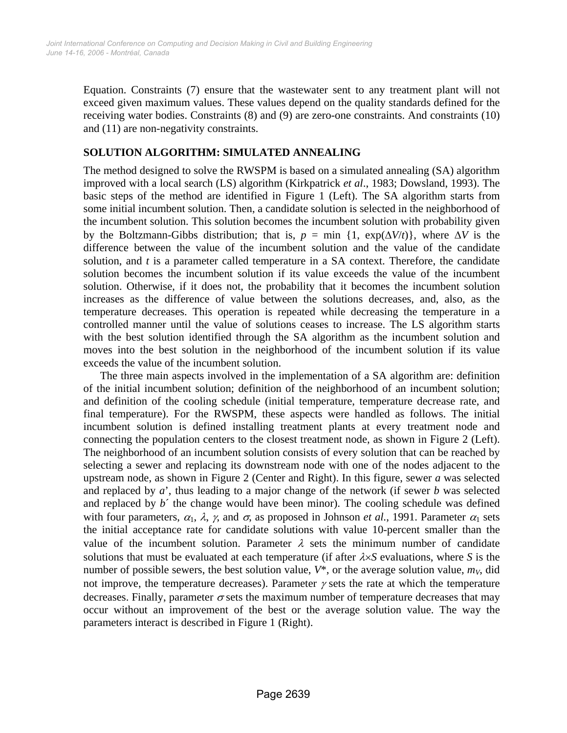Equation. Constraints (7) ensure that the wastewater sent to any treatment plant will not exceed given maximum values. These values depend on the quality standards defined for the receiving water bodies. Constraints (8) and (9) are zero-one constraints. And constraints (10) and (11) are non-negativity constraints.

## SOLUTION ALGORITHM: SIMULATED ANNEALING

The method designed to solve the RWSPM is based on a simulated annealing (SA) algorithm improved with a local search (LS) algorithm (Kirkpatrick *et al*., 1983; Dowsland, 1993). The basic steps of the method are identified in Figure 1 (Left). The SA algorithm starts from some initial incumbent solution. Then, a candidate solution is selected in the neighborhood of the incumbent solution. This solution becomes the incumbent solution with probability given by the Boltzmann-Gibbs distribution; that is, $p = \min\{1, \exp(\Delta V/t)\}$, where $\Delta V$ is the difference between the value of the incumbent solution and the value of the candidate solution, and $t$ is a parameter called temperature in a SA context. Therefore, the candidate solution becomes the incumbent solution if its value exceeds the value of the incumbent solution. Otherwise, if it does not, the probability that it becomes the incumbent solution increases as the difference of value between the solutions decreases, and, also, as the temperature decreases. This operation is repeated while decreasing the temperature in a controlled manner until the value of solutions ceases to increase. The LS algorithm starts with the best solution identified through the SA algorithm as the incumbent solution and moves into the best solution in the neighborhood of the incumbent solution if its value exceeds the value of the incumbent solution.

The three main aspects involved in the implementation of a SA algorithm are: definition of the initial incumbent solution; definition of the neighborhood of an incumbent solution; and definition of the cooling schedule (initial temperature, temperature decrease rate, and final temperature). For the RWSPM, these aspects were handled as follows. The initial incumbent solution is defined installing treatment plants at every treatment node and connecting the population centers to the closest treatment node, as shown in Figure 2 (Left). The neighborhood of an incumbent solution consists of every solution that can be reached by selecting a sewer and replacing its downstream node with one of the nodes adjacent to the upstream node, as shown in Figure 2 (Center and Right). In this figure, sewer *a* was selected and replaced by *a*', thus leading to a major change of the network (if sewer *b* was selected and replaced by *b*´ the change would have been minor). The cooling schedule was defined with four parameters, $\alpha_1$, $\lambda$, $\gamma$, and $\sigma$, as proposed in Johnson *et al.*, 1991. Parameter $\alpha_1$ sets the initial acceptance rate for candidate solutions with value 10-percent smaller than the value of the incumbent solution. Parameter $\lambda$ sets the minimum number of candidate solutions that must be evaluated at each temperature (if after $\lambda \times S$ evaluations, where $S$ is the number of possible sewers, the best solution value, $V^*$, or the average solution value, $m_V$, did not improve, the temperature decreases). Parameter $\gamma$ sets the rate at which the temperature decreases. Finally, parameter $\sigma$ sets the maximum number of temperature decreases that may occur without an improvement of the best or the average solution value. The way the parameters interact is described in Figure 1 (Right).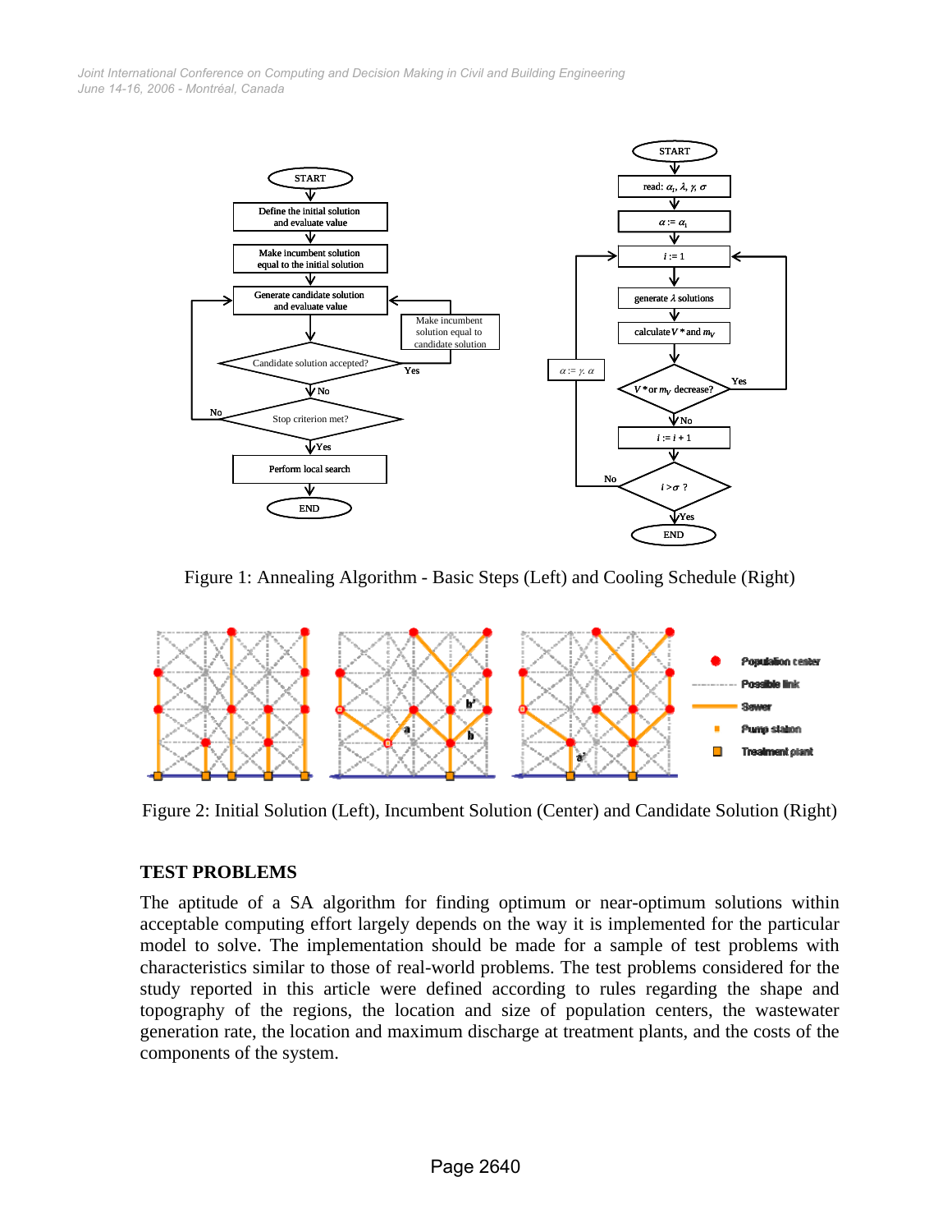Figure 1: Annealing Algorithm - Basic Steps (Left) and Cooling Schedule (Right)

Figure 2: Initial Solution (Left), Incumbent Solution (Center) and Candidate Solution (Right)

## TEST PROBLEMS

The aptitude of a SA algorithm for finding optimum or near-optimum solutions within acceptable computing effort largely depends on the way it is implemented for the particular model to solve. The implementation should be made for a sample of test problems with characteristics similar to those of real-world problems. The test problems considered for the study reported in this article were defined according to rules regarding the shape and topography of the regions, the location and size of population centers, the wastewater generation rate, the location and maximum discharge at treatment plants, and the costs of the components of the system.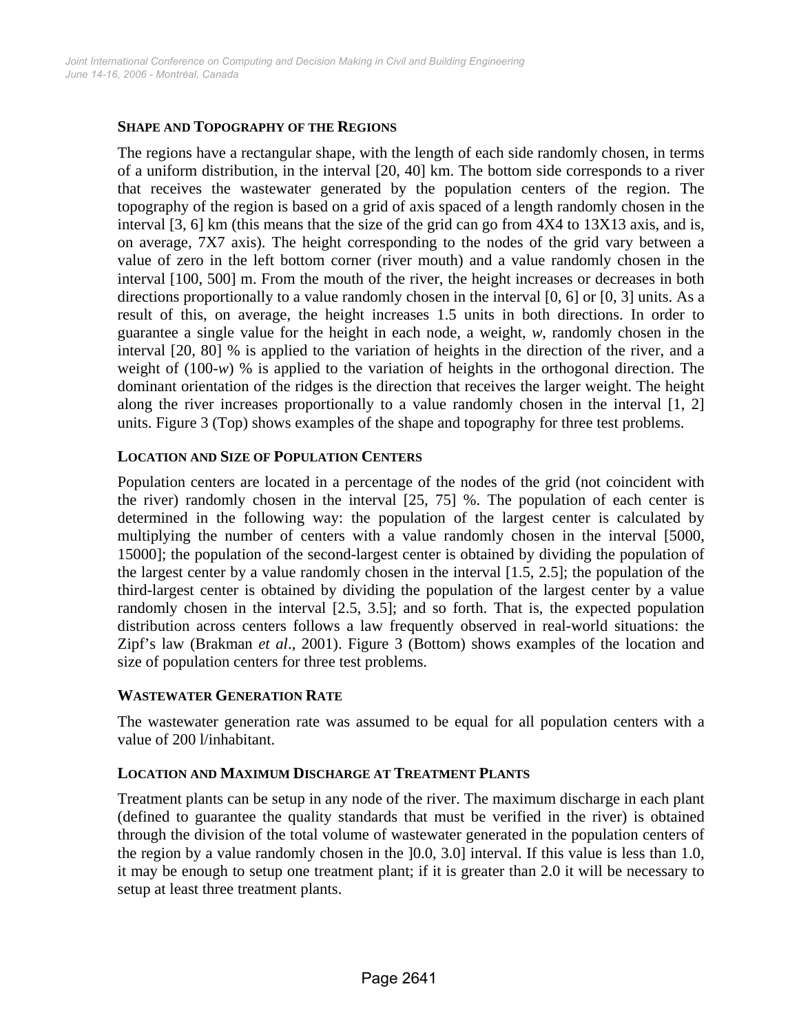### SHAPE AND TOPOGRAPHY OF THE REGIONS

The regions have a rectangular shape, with the length of each side randomly chosen, in terms of a uniform distribution, in the interval [20, 40] km. The bottom side corresponds to a river that receives the wastewater generated by the population centers of the region. The topography of the region is based on a grid of axis spaced of a length randomly chosen in the interval [3, 6] km (this means that the size of the grid can go from 4X4 to 13X13 axis, and is, on average, 7X7 axis). The height corresponding to the nodes of the grid vary between a value of zero in the left bottom corner (river mouth) and a value randomly chosen in the interval [100, 500] m. From the mouth of the river, the height increases or decreases in both directions proportionally to a value randomly chosen in the interval [0, 6] or [0, 3] units. As a result of this, on average, the height increases 1.5 units in both directions. In order to guarantee a single value for the height in each node, a weight, *w*, randomly chosen in the interval [20, 80] % is applied to the variation of heights in the direction of the river, and a weight of (100-*w*) % is applied to the variation of heights in the orthogonal direction. The dominant orientation of the ridges is the direction that receives the larger weight. The height along the river increases proportionally to a value randomly chosen in the interval [1, 2] units. Figure 3 (Top) shows examples of the shape and topography for three test problems.

### LOCATION AND SIZE OF POPULATION CENTERS

Population centers are located in a percentage of the nodes of the grid (not coincident with the river) randomly chosen in the interval [25, 75] %. The population of each center is determined in the following way: the population of the largest center is calculated by multiplying the number of centers with a value randomly chosen in the interval [5000, 15000]; the population of the second-largest center is obtained by dividing the population of the largest center by a value randomly chosen in the interval [1.5, 2.5]; the population of the third-largest center is obtained by dividing the population of the largest center by a value randomly chosen in the interval [2.5, 3.5]; and so forth. That is, the expected population distribution across centers follows a law frequently observed in real-world situations: the Zipf's law (Brakman *et al*., 2001). Figure 3 (Bottom) shows examples of the location and size of population centers for three test problems.

### WASTEWATER GENERATION RATE

The wastewater generation rate was assumed to be equal for all population centers with a value of 200 l/inhabitant.

### LOCATION AND MAXIMUM DISCHARGE AT TREATMENT PLANTS

Treatment plants can be setup in any node of the river. The maximum discharge in each plant (defined to guarantee the quality standards that must be verified in the river) is obtained through the division of the total volume of wastewater generated in the population centers of the region by a value randomly chosen in the ]0.0, 3.0] interval. If this value is less than 1.0, it may be enough to setup one treatment plant; if it is greater than 2.0 it will be necessary to setup at least three treatment plants.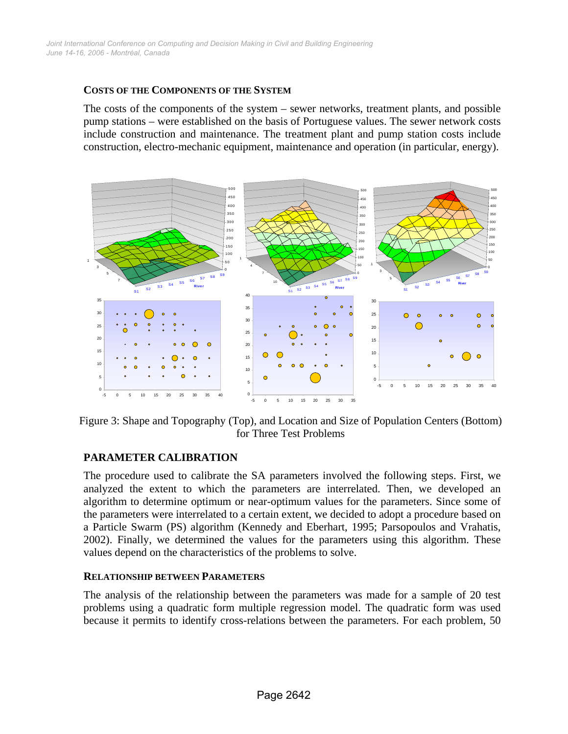### COSTS OF THE COMPONENTS OF THE SYSTEM

The costs of the components of the system – sewer networks, treatment plants, and possible pump stations – were established on the basis of Portuguese values. The sewer network costs include construction and maintenance. The treatment plant and pump station costs include construction, electro-mechanic equipment, maintenance and operation (in particular, energy).

Figure 3: Shape and Topography (Top), and Location and Size of Population Centers (Bottom) for Three Test Problems

## PARAMETER CALIBRATION

The procedure used to calibrate the SA parameters involved the following steps. First, we analyzed the extent to which the parameters are interrelated. Then, we developed an algorithm to determine optimum or near-optimum values for the parameters. Since some of the parameters were interrelated to a certain extent, we decided to adopt a procedure based on a Particle Swarm (PS) algorithm (Kennedy and Eberhart, 1995; Parsopoulos and Vrahatis, 2002). Finally, we determined the values for the parameters using this algorithm. These values depend on the characteristics of the problems to solve.

### RELATIONSHIP BETWEEN PARAMETERS

The analysis of the relationship between the parameters was made for a sample of 20 test problems using a quadratic form multiple regression model. The quadratic form was used because it permits to identify cross-relations between the parameters. For each problem, 50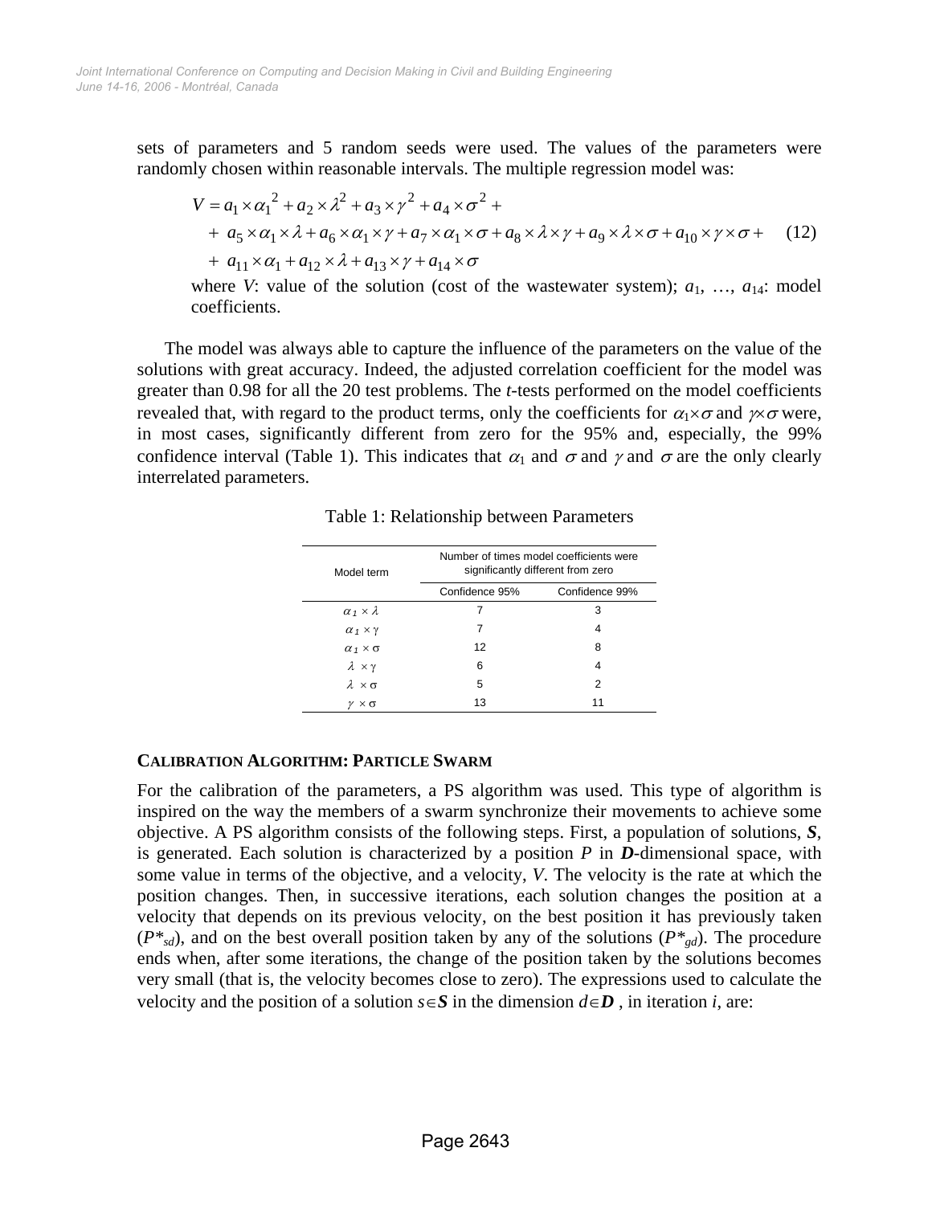sets of parameters and 5 random seeds were used. The values of the parameters were randomly chosen within reasonable intervals. The multiple regression model was:

$$
\begin{aligned}
V &= a_1 \times \alpha_1{}^2 + a_2 \times \lambda^2 + a_3 \times \gamma^2 + a_4 \times \sigma^2 + \\
&+ a_5 \times \alpha_1 \times \lambda + a_6 \times \alpha_1 \times \gamma + a_7 \times \alpha_1 \times \sigma + a_8 \times \lambda \times \gamma + a_9 \times \lambda \times \sigma + a_{10} \times \gamma \times \sigma + \\
&+ a_{11} \times \alpha_1 + a_{12} \times \lambda + a_{13} \times \gamma + a_{14} \times \sigma
\end{aligned}
\quad (12)
$$

where $V$: value of the solution (cost of the wastewater system); $a_1$, …, $a_{14}$: model coefficients.

The model was always able to capture the influence of the parameters on the value of the solutions with great accuracy. Indeed, the adjusted correlation coefficient for the model was greater than 0.98 for all the 20 test problems. The *t*-tests performed on the model coefficients revealed that, with regard to the product terms, only the coefficients for $\alpha_1 \times \sigma$ and $\gamma \times \sigma$ were, in most cases, significantly different from zero for the 95% and, especially, the 99% confidence interval (Table 1). This indicates that $\alpha_1$ and $\sigma$ and $\gamma$ and $\sigma$ are the only clearly interrelated parameters.

Table 1: Relationship between Parameters

| Model term | Number of times model coefficients were significantly different from zero | |
|---|---|---|
| | Confidence 95% | Confidence 99% |
| $\alpha_1 \times \lambda$ | 7 | 3 |
| $\alpha_1 \times \gamma$ | 7 | 4 |
| $\alpha_1 \times \sigma$ | 12 | 8 |
| $\lambda \times \gamma$ | 6 | 4 |
| $\lambda \times \sigma$ | 5 | 2 |
| $\gamma \times \sigma$ | 13 | 11 |

## Calibration Algorithm: Particle Swarm

For the calibration of the parameters, a PS algorithm was used. This type of algorithm is inspired on the way the members of a swarm synchronize their movements to achieve some objective. A PS algorithm consists of the following steps. First, a population of solutions, $\boldsymbol{S}$, is generated. Each solution is characterized by a position $P$ in $\boldsymbol{D}$-dimensional space, with some value in terms of the objective, and a velocity, $V$. The velocity is the rate at which the position changes. Then, in successive iterations, each solution changes the position at a velocity that depends on its previous velocity, on the best position it has previously taken ($P^*_{sd}$), and on the best overall position taken by any of the solutions ($P^*_{gd}$). The procedure ends when, after some iterations, the change of the position taken by the solutions becomes very small (that is, the velocity becomes close to zero). The expressions used to calculate the velocity and the position of a solution $s \in \boldsymbol{S}$ in the dimension $d \in \boldsymbol{D}$ , in iteration $i$, are: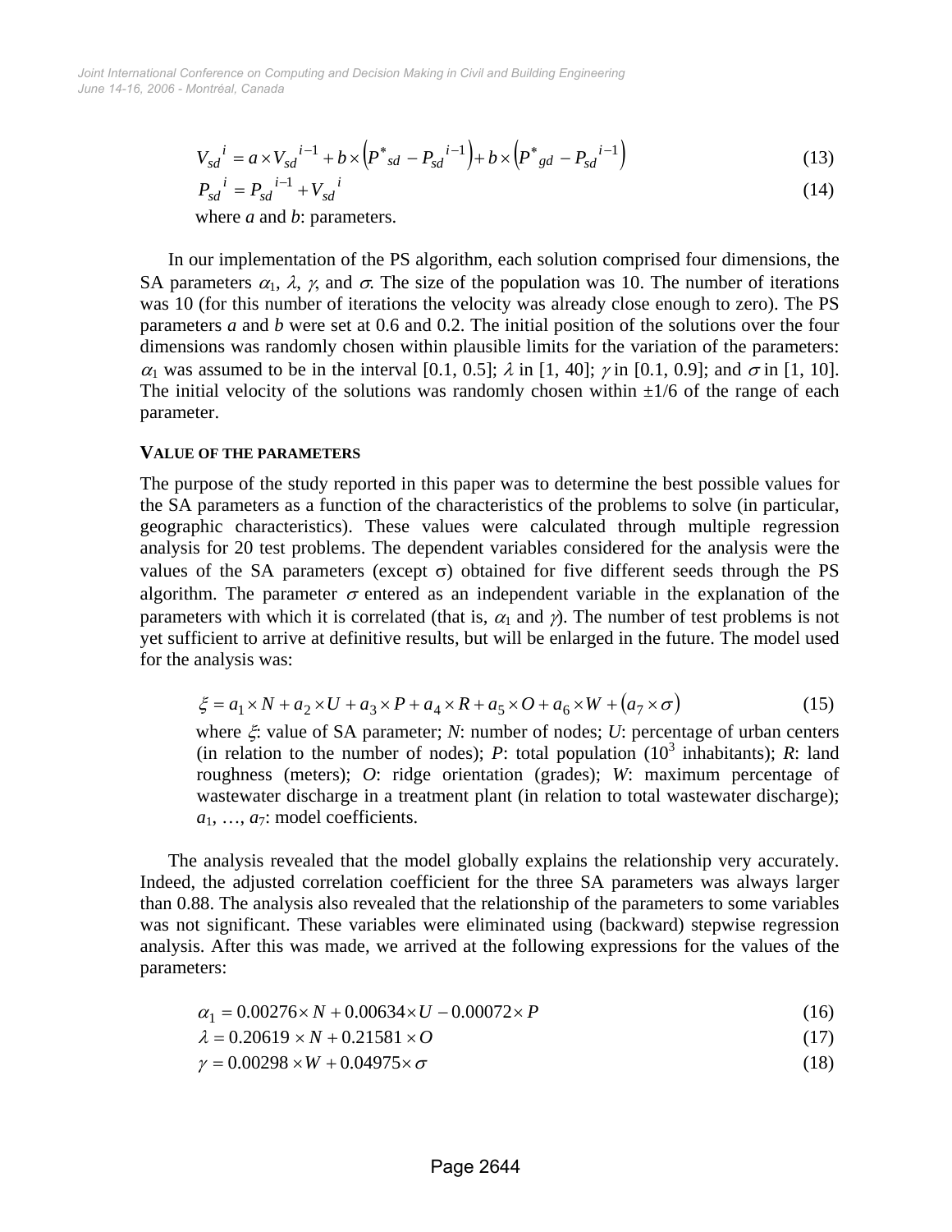$$V_{sd}{}^{i} = a \times V_{sd}{}^{i-1} + b \times \left(P^{*}{}_{sd} - P_{sd}{}^{i-1}\right) + b \times \left(P^{*}{}_{gd} - P_{sd}{}^{i-1}\right) \quad (13)$$

$$P_{sd}{}^{i} = P_{sd}{}^{i-1} + V_{sd}{}^{i} \quad (14)$$

where *a* and *b*: parameters.

In our implementation of the PS algorithm, each solution comprised four dimensions, the SA parameters $\alpha_1$, $\lambda$, $\gamma$, and $\sigma$. The size of the population was 10. The number of iterations was 10 (for this number of iterations the velocity was already close enough to zero). The PS parameters *a* and *b* were set at 0.6 and 0.2. The initial position of the solutions over the four dimensions was randomly chosen within plausible limits for the variation of the parameters: $\alpha_1$ was assumed to be in the interval [0.1, 0.5]; $\lambda$ in [1, 40]; $\gamma$ in [0.1, 0.9]; and $\sigma$ in [1, 10]. The initial velocity of the solutions was randomly chosen within ±1/6 of the range of each parameter.

## VALUE OF THE PARAMETERS

The purpose of the study reported in this paper was to determine the best possible values for the SA parameters as a function of the characteristics of the problems to solve (in particular, geographic characteristics). These values were calculated through multiple regression analysis for 20 test problems. The dependent variables considered for the analysis were the values of the SA parameters (except $\sigma$) obtained for five different seeds through the PS algorithm. The parameter $\sigma$ entered as an independent variable in the explanation of the parameters with which it is correlated (that is, $\alpha_1$ and $\gamma$). The number of test problems is not yet sufficient to arrive at definitive results, but will be enlarged in the future. The model used for the analysis was:

$$\xi = a_1 \times N + a_2 \times U + a_3 \times P + a_4 \times R + a_5 \times O + a_6 \times W + \left(a_7 \times \sigma\right) \quad (15)$$

where $\xi$: value of SA parameter; *N*: number of nodes; *U*: percentage of urban centers (in relation to the number of nodes); *P*: total population ($10^3$ inhabitants); *R*: land roughness (meters); *O*: ridge orientation (grades); *W*: maximum percentage of wastewater discharge in a treatment plant (in relation to total wastewater discharge); $a_1, \ldots, a_7$: model coefficients.

The analysis revealed that the model globally explains the relationship very accurately. Indeed, the adjusted correlation coefficient for the three SA parameters was always larger than 0.88. The analysis also revealed that the relationship of the parameters to some variables was not significant. These variables were eliminated using (backward) stepwise regression analysis. After this was made, we arrived at the following expressions for the values of the parameters:

$$\alpha_1 = 0.00276 \times N + 0.00634 \times U - 0.00072 \times P \quad (16)$$

$$\lambda = 0.20619 \times N + 0.21581 \times O \quad (17)$$

$$\gamma = 0.00298 \times W + 0.04975 \times \sigma \quad (18)$$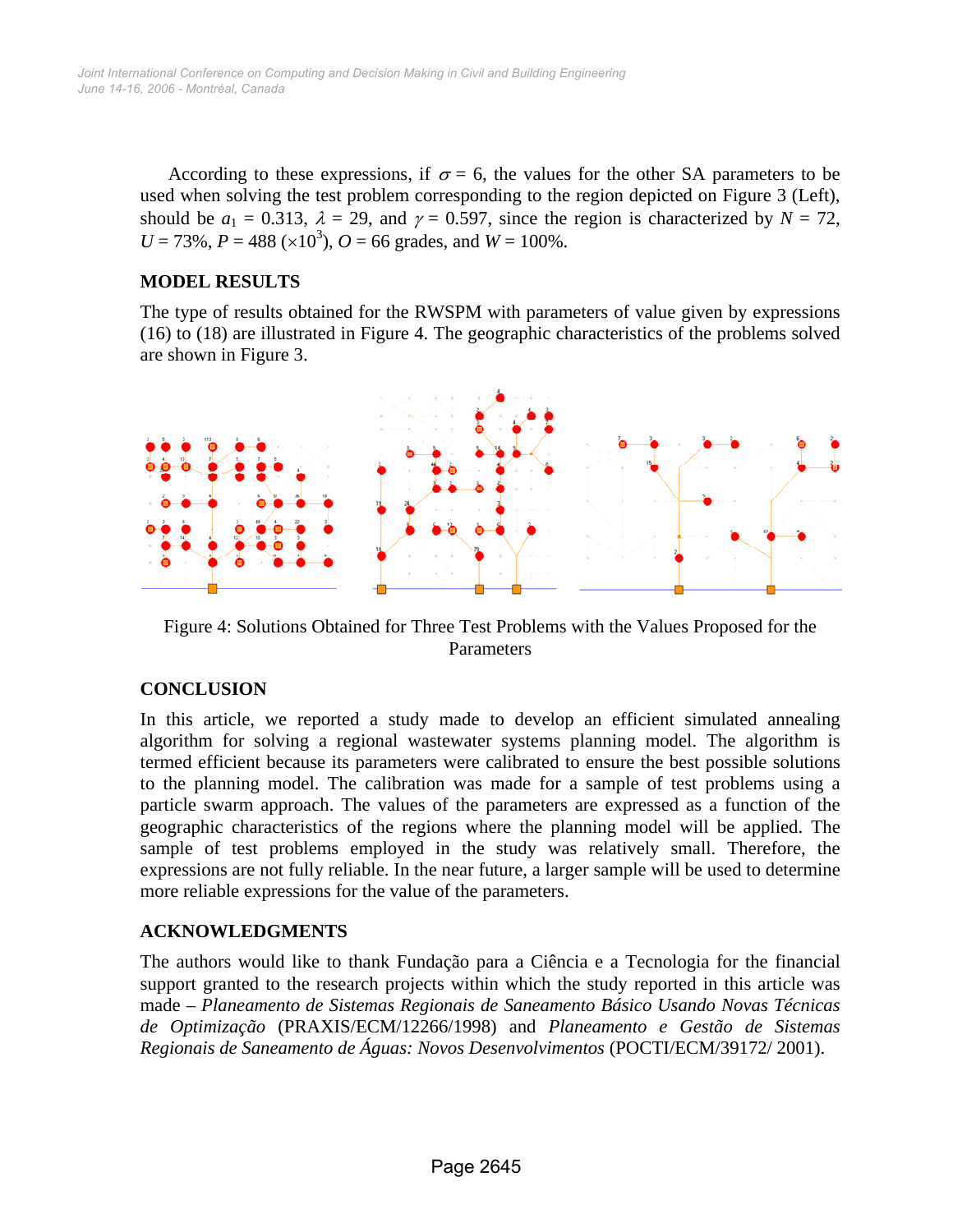According to these expressions, if $\sigma = 6$, the values for the other SA parameters to be used when solving the test problem corresponding to the region depicted on Figure 3 (Left), should be $a_1 = 0.313$, $\lambda = 29$, and $\gamma = 0.597$, since the region is characterized by $N = 72$, $U = 73\%$, $P = 488$ ($\times 10^3$), $O = 66$ grades, and $W = 100\%$.

## MODEL RESULTS

The type of results obtained for the RWSPM with parameters of value given by expressions (16) to (18) are illustrated in Figure 4. The geographic characteristics of the problems solved are shown in Figure 3.

Figure 4: Solutions Obtained for Three Test Problems with the Values Proposed for the Parameters

## CONCLUSION

In this article, we reported a study made to develop an efficient simulated annealing algorithm for solving a regional wastewater systems planning model. The algorithm is termed efficient because its parameters were calibrated to ensure the best possible solutions to the planning model. The calibration was made for a sample of test problems using a particle swarm approach. The values of the parameters are expressed as a function of the geographic characteristics of the regions where the planning model will be applied. The sample of test problems employed in the study was relatively small. Therefore, the expressions are not fully reliable. In the near future, a larger sample will be used to determine more reliable expressions for the value of the parameters.

## ACKNOWLEDGMENTS

The authors would like to thank Fundação para a Ciência e a Tecnologia for the financial support granted to the research projects within which the study reported in this article was made – *Planeamento de Sistemas Regionais de Saneamento Básico Usando Novas Técnicas de Optimização* (PRAXIS/ECM/12266/1998) and *Planeamento e Gestão de Sistemas Regionais de Saneamento de Águas: Novos Desenvolvimentos* (POCTI/ECM/39172/ 2001).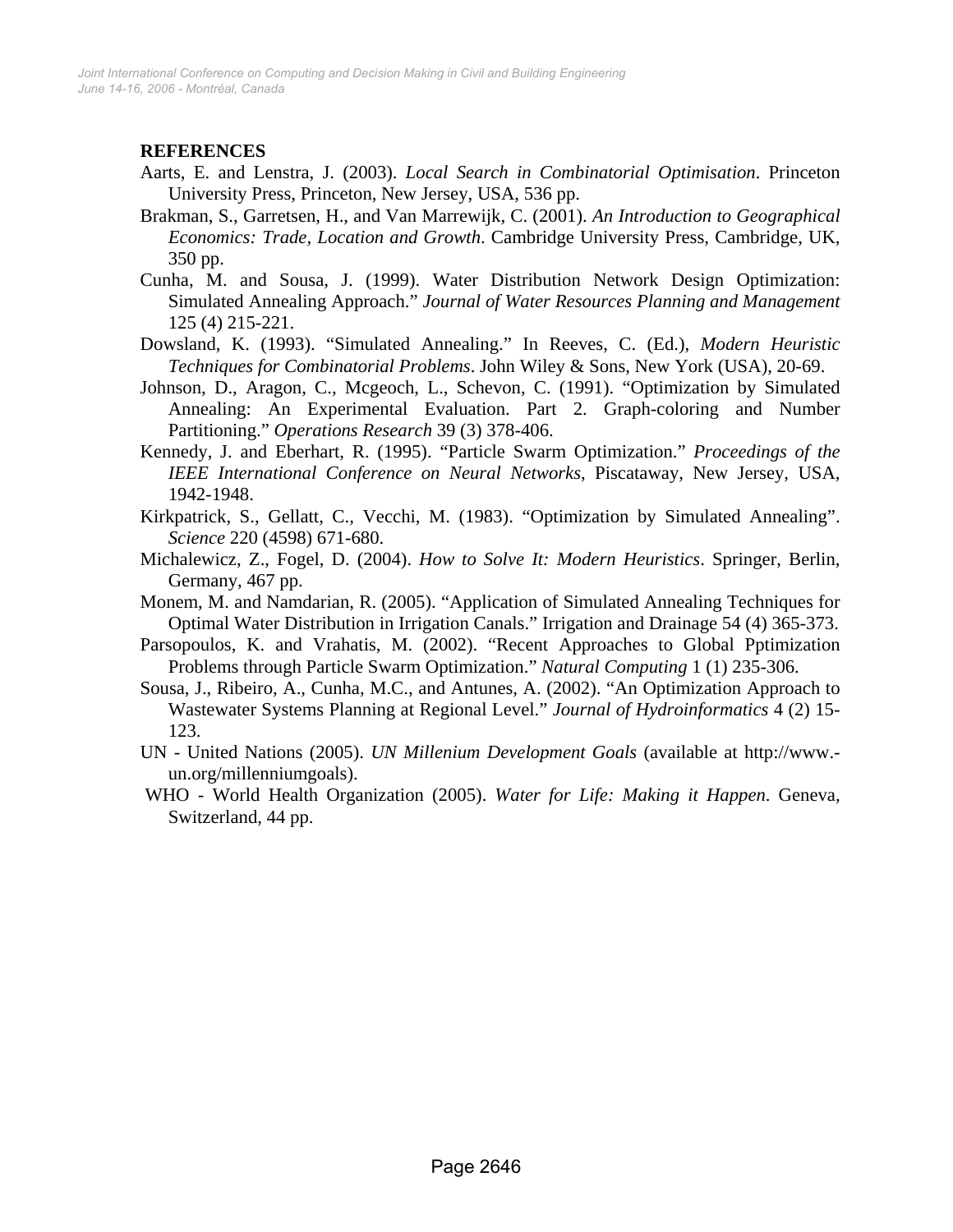**REFERENCES**

Aarts, E. and Lenstra, J. (2003). *Local Search in Combinatorial Optimisation*. Princeton University Press, Princeton, New Jersey, USA, 536 pp.

Brakman, S., Garretsen, H., and Van Marrewijk, C. (2001). *An Introduction to Geographical Economics: Trade, Location and Growth*. Cambridge University Press, Cambridge, UK, 350 pp.

Cunha, M. and Sousa, J. (1999). Water Distribution Network Design Optimization: Simulated Annealing Approach." *Journal of Water Resources Planning and Management* 125 (4) 215-221.

Dowsland, K. (1993). "Simulated Annealing." In Reeves, C. (Ed.), *Modern Heuristic Techniques for Combinatorial Problems*. John Wiley & Sons, New York (USA), 20-69.

Johnson, D., Aragon, C., Mcgeoch, L., Schevon, C. (1991). "Optimization by Simulated Annealing: An Experimental Evaluation. Part 2. Graph-coloring and Number Partitioning." *Operations Research* 39 (3) 378-406.

Kennedy, J. and Eberhart, R. (1995). "Particle Swarm Optimization." *Proceedings of the IEEE International Conference on Neural Networks*, Piscataway, New Jersey, USA, 1942-1948.

Kirkpatrick, S., Gellatt, C., Vecchi, M. (1983). "Optimization by Simulated Annealing". *Science* 220 (4598) 671-680.

Michalewicz, Z., Fogel, D. (2004). *How to Solve It: Modern Heuristics*. Springer, Berlin, Germany, 467 pp.

Monem, M. and Namdarian, R. (2005). "Application of Simulated Annealing Techniques for Optimal Water Distribution in Irrigation Canals." Irrigation and Drainage 54 (4) 365-373.

Parsopoulos, K. and Vrahatis, M. (2002). "Recent Approaches to Global Pptimization Problems through Particle Swarm Optimization." *Natural Computing* 1 (1) 235-306.

Sousa, J., Ribeiro, A., Cunha, M.C., and Antunes, A. (2002). "An Optimization Approach to Wastewater Systems Planning at Regional Level." *Journal of Hydroinformatics* 4 (2) 15-123.

UN - United Nations (2005). *UN Millenium Development Goals* (available at http://www.-un.org/millenniumgoals).

WHO - World Health Organization (2005). *Water for Life: Making it Happen*. Geneva, Switzerland, 44 pp.